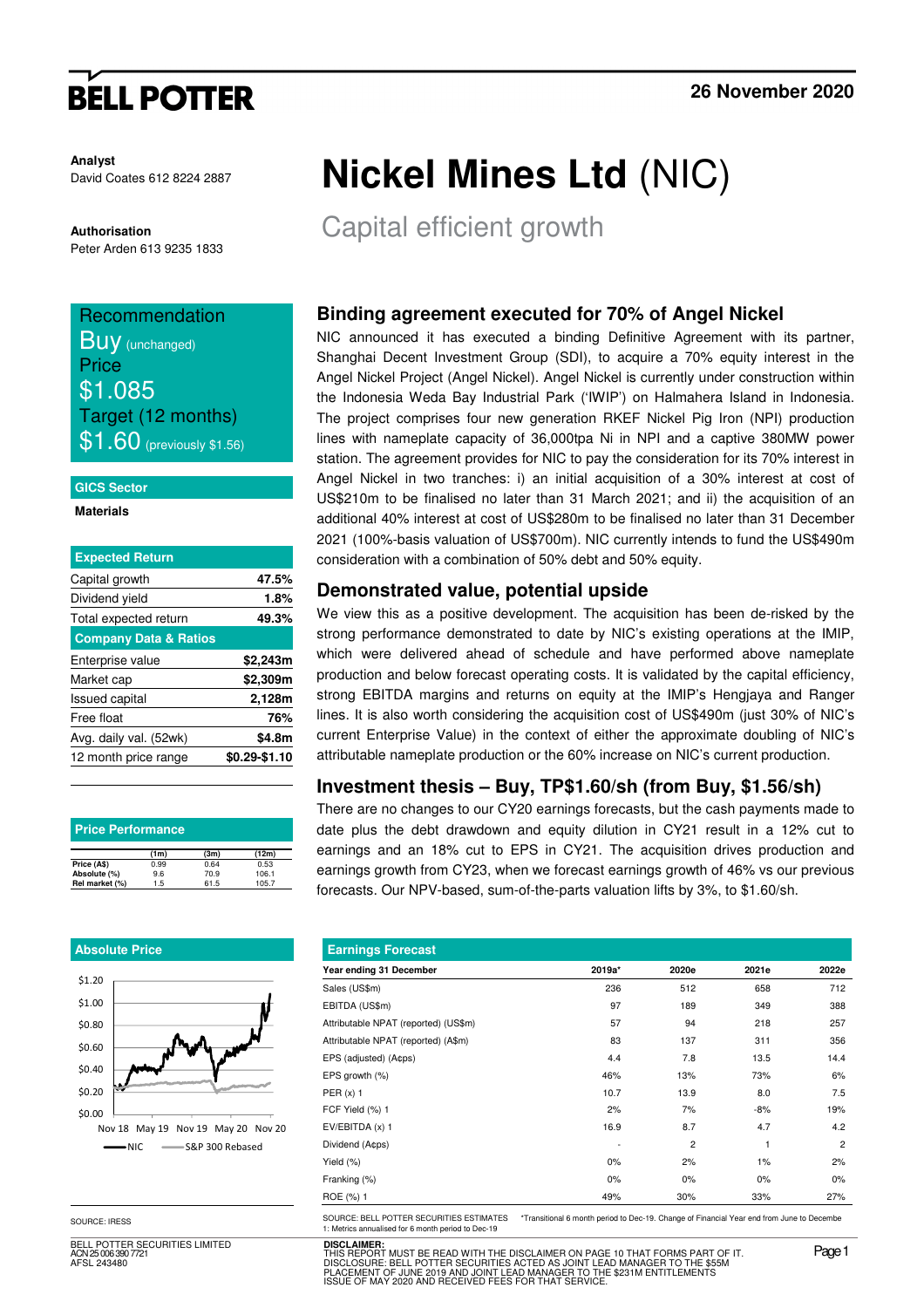**BELL POTTER**

26 November 2020

**Analyst**
David Coates 612 8224 2887

**Authorisation**
Peter Arden 613 9235 1833

# Nickel Mines Ltd (NIC)

## Capital efficient growth

**Recommendation**
Buy (unchanged)
**Price**
$1.085
**Target (12 months)**
$1.60 (previously $1.56)

**GICS Sector**
Materials

| Expected Return | |
|---|---|
| Capital growth | 47.5% |
| Dividend yield | 1.8% |
| Total expected return | 49.3% |
| **Company Data & Ratios** | |
| Enterprise value | $2,243m |
| Market cap | $2,309m |
| Issued capital | 2,128m |
| Free float | 76% |
| Avg. daily val. (52wk) | $4.8m |
| 12 month price range | $0.29-$1.10 |

**Price Performance**

| | (1m) | (3m) | (12m) |
|---|---|---|---|
| Price (A$) | 0.99 | 0.64 | 0.53 |
| Absolute (%) | 9.6 | 70.9 | 106.1 |
| Rel market (%) | 1.5 | 61.5 | 105.7 |

**Absolute Price**

SOURCE: IRESS

### Binding agreement executed for 70% of Angel Nickel

NIC announced it has executed a binding Definitive Agreement with its partner, Shanghai Decent Investment Group (SDI), to acquire a 70% equity interest in the Angel Nickel Project (Angel Nickel). Angel Nickel is currently under construction within the Indonesia Weda Bay Industrial Park ('IWIP') on Halmahera Island in Indonesia. The project comprises four new generation RKEF Nickel Pig Iron (NPI) production lines with nameplate capacity of 36,000tpa Ni in NPI and a captive 380MW power station. The agreement provides for NIC to pay the consideration for its 70% interest in Angel Nickel in two tranches: i) an initial acquisition of a 30% interest at cost of US$210m to be finalised no later than 31 March 2021; and ii) the acquisition of an additional 40% interest at cost of US$280m to be finalised no later than 31 December 2021 (100%-basis valuation of US$700m). NIC currently intends to fund the US$490m consideration with a combination of 50% debt and 50% equity.

### Demonstrated value, potential upside

We view this as a positive development. The acquisition has been de-risked by the strong performance demonstrated to date by NIC's existing operations at the IMIP, which were delivered ahead of schedule and have performed above nameplate production and below forecast operating costs. It is validated by the capital efficiency, strong EBITDA margins and returns on equity at the IMIP's Hengjaya and Ranger lines. It is also worth considering the acquisition cost of US$490m (just 30% of NIC's current Enterprise Value) in the context of either the approximate doubling of NIC's attributable nameplate production or the 60% increase on NIC's current production.

### Investment thesis – Buy, TP$1.60/sh (from Buy, $1.56/sh)

There are no changes to our CY20 earnings forecasts, but the cash payments made to date plus the debt drawdown and equity dilution in CY21 result in a 12% cut to earnings and an 18% cut to EPS in CY21. The acquisition drives production and earnings growth from CY23, when we forecast earnings growth of 46% vs our previous forecasts. Our NPV-based, sum-of-the-parts valuation lifts by 3%, to $1.60/sh.

**Earnings Forecast**

| Year ending 31 December | 2019a* | 2020e | 2021e | 2022e |
|---|---|---|---|---|
| Sales (US$m) | 236 | 512 | 658 | 712 |
| EBITDA (US$m) | 97 | 189 | 349 | 388 |
| Attributable NPAT (reported) (US$m) | 57 | 94 | 218 | 257 |
| Attributable NPAT (reported) (A$m) | 83 | 137 | 311 | 356 |
| EPS (adjusted) (A¢ps) | 4.4 | 7.8 | 13.5 | 14.4 |
| EPS growth (%) | 46% | 13% | 73% | 6% |
| PER (x) 1 | 10.7 | 13.9 | 8.0 | 7.5 |
| FCF Yield (%) 1 | 2% | 7% | -8% | 19% |
| EV/EBITDA (x) 1 | 16.9 | 8.7 | 4.7 | 4.2 |
| Dividend (A¢ps) | - | 2 | 1 | 2 |
| Yield (%) | 0% | 2% | 1% | 2% |
| Franking (%) | 0% | 0% | 0% | 0% |
| ROE (%) 1 | 49% | 30% | 33% | 27% |

SOURCE: BELL POTTER SECURITIES ESTIMATES *Transitional 6 month period to Dec-19. Change of Financial Year end from June to Decembe
1: Metrics annualised for 6 month period to Dec-19

BELL POTTER SECURITIES LIMITED
ACN 25 006 390 7721
AFSL 243480

**DISCLAIMER:**
THIS REPORT MUST BE READ WITH THE DISCLAIMER ON PAGE 10 THAT FORMS PART OF IT.
DISCLOSURE: BELL POTTER SECURITIES ACTED AS JOINT LEAD MANAGER TO THE $55M PLACEMENT OF JUNE 2019 AND JOINT LEAD MANAGER TO THE $231M ENTITLEMENTS ISSUE OF MAY 2020 AND RECEIVED FEES FOR THAT SERVICE.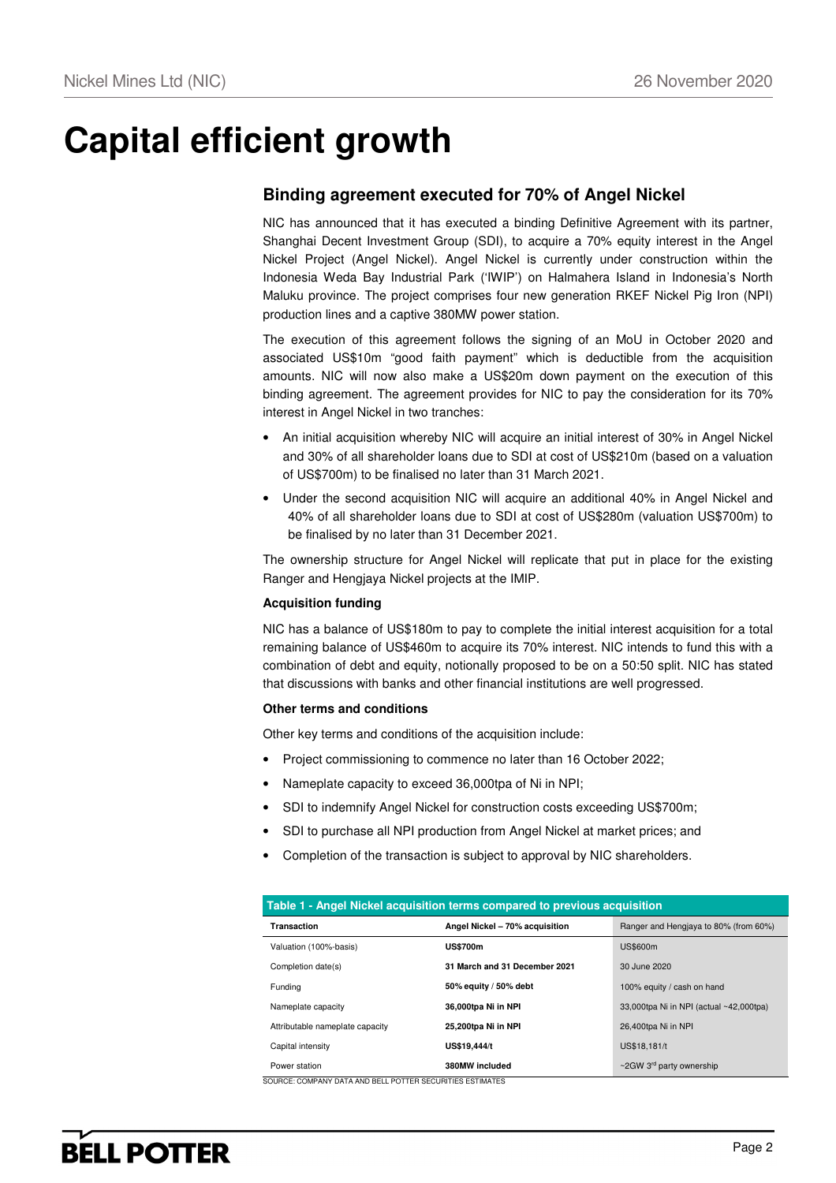# Capital efficient growth

## Binding agreement executed for 70% of Angel Nickel

NIC has announced that it has executed a binding Definitive Agreement with its partner, Shanghai Decent Investment Group (SDI), to acquire a 70% equity interest in the Angel Nickel Project (Angel Nickel). Angel Nickel is currently under construction within the Indonesia Weda Bay Industrial Park ('IWIP') on Halmahera Island in Indonesia's North Maluku province. The project comprises four new generation RKEF Nickel Pig Iron (NPI) production lines and a captive 380MW power station.

The execution of this agreement follows the signing of an MoU in October 2020 and associated US$10m "good faith payment" which is deductible from the acquisition amounts. NIC will now also make a US$20m down payment on the execution of this binding agreement. The agreement provides for NIC to pay the consideration for its 70% interest in Angel Nickel in two tranches:

- An initial acquisition whereby NIC will acquire an initial interest of 30% in Angel Nickel and 30% of all shareholder loans due to SDI at cost of US$210m (based on a valuation of US$700m) to be finalised no later than 31 March 2021.
- Under the second acquisition NIC will acquire an additional 40% in Angel Nickel and 40% of all shareholder loans due to SDI at cost of US$280m (valuation US$700m) to be finalised by no later than 31 December 2021.

The ownership structure for Angel Nickel will replicate that put in place for the existing Ranger and Hengjaya Nickel projects at the IMIP.

**Acquisition funding**

NIC has a balance of US$180m to pay to complete the initial interest acquisition for a total remaining balance of US$460m to acquire its 70% interest. NIC intends to fund this with a combination of debt and equity, notionally proposed to be on a 50:50 split. NIC has stated that discussions with banks and other financial institutions are well progressed.

**Other terms and conditions**

Other key terms and conditions of the acquisition include:

- Project commissioning to commence no later than 16 October 2022;
- Nameplate capacity to exceed 36,000tpa of Ni in NPI;
- SDI to indemnify Angel Nickel for construction costs exceeding US$700m;
- SDI to purchase all NPI production from Angel Nickel at market prices; and
- Completion of the transaction is subject to approval by NIC shareholders.

**Table 1 - Angel Nickel acquisition terms compared to previous acquisition**

| Transaction | Angel Nickel – 70% acquisition | Ranger and Hengjaya to 80% (from 60%) |
|---|---|---|
| Valuation (100%-basis) | **US$700m** | US$600m |
| Completion date(s) | **31 March and 31 December 2021** | 30 June 2020 |
| Funding | **50% equity / 50% debt** | 100% equity / cash on hand |
| Nameplate capacity | **36,000tpa Ni in NPI** | 33,000tpa Ni in NPI (actual ~42,000tpa) |
| Attributable nameplate capacity | **25,200tpa Ni in NPI** | 26,400tpa Ni in NPI |
| Capital intensity | **US$19,444/t** | US$18,181/t |
| Power station | **380MW included** | ~2GW 3rd party ownership |

SOURCE: COMPANY DATA AND BELL POTTER SECURITIES ESTIMATES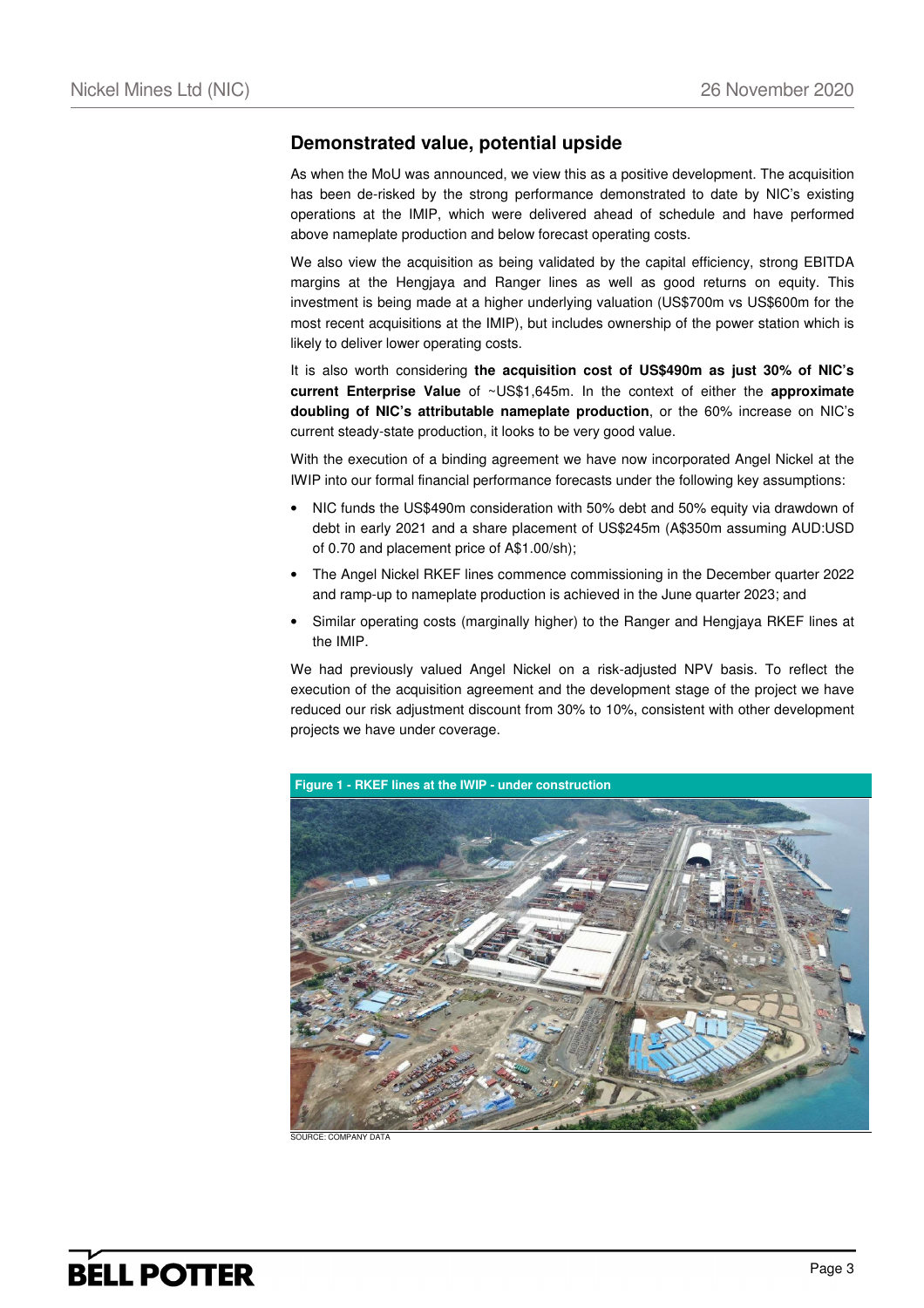## Demonstrated value, potential upside

As when the MoU was announced, we view this as a positive development. The acquisition has been de-risked by the strong performance demonstrated to date by NIC's existing operations at the IMIP, which were delivered ahead of schedule and have performed above nameplate production and below forecast operating costs.

We also view the acquisition as being validated by the capital efficiency, strong EBITDA margins at the Hengjaya and Ranger lines as well as good returns on equity. This investment is being made at a higher underlying valuation (US$700m vs US$600m for the most recent acquisitions at the IMIP), but includes ownership of the power station which is likely to deliver lower operating costs.

It is also worth considering **the acquisition cost of US$490m as just 30% of NIC's current Enterprise Value** of ~US$1,645m. In the context of either the **approximate doubling of NIC's attributable nameplate production**, or the 60% increase on NIC's current steady-state production, it looks to be very good value.

With the execution of a binding agreement we have now incorporated Angel Nickel at the IWIP into our formal financial performance forecasts under the following key assumptions:

- NIC funds the US$490m consideration with 50% debt and 50% equity via drawdown of debt in early 2021 and a share placement of US$245m (A$350m assuming AUD:USD of 0.70 and placement price of A$1.00/sh);
- The Angel Nickel RKEF lines commence commissioning in the December quarter 2022 and ramp-up to nameplate production is achieved in the June quarter 2023; and
- Similar operating costs (marginally higher) to the Ranger and Hengjaya RKEF lines at the IMIP.

We had previously valued Angel Nickel on a risk-adjusted NPV basis. To reflect the execution of the acquisition agreement and the development stage of the project we have reduced our risk adjustment discount from 30% to 10%, consistent with other development projects we have under coverage.

**Figure 1 - RKEF lines at the IWIP - under construction**

SOURCE: COMPANY DATA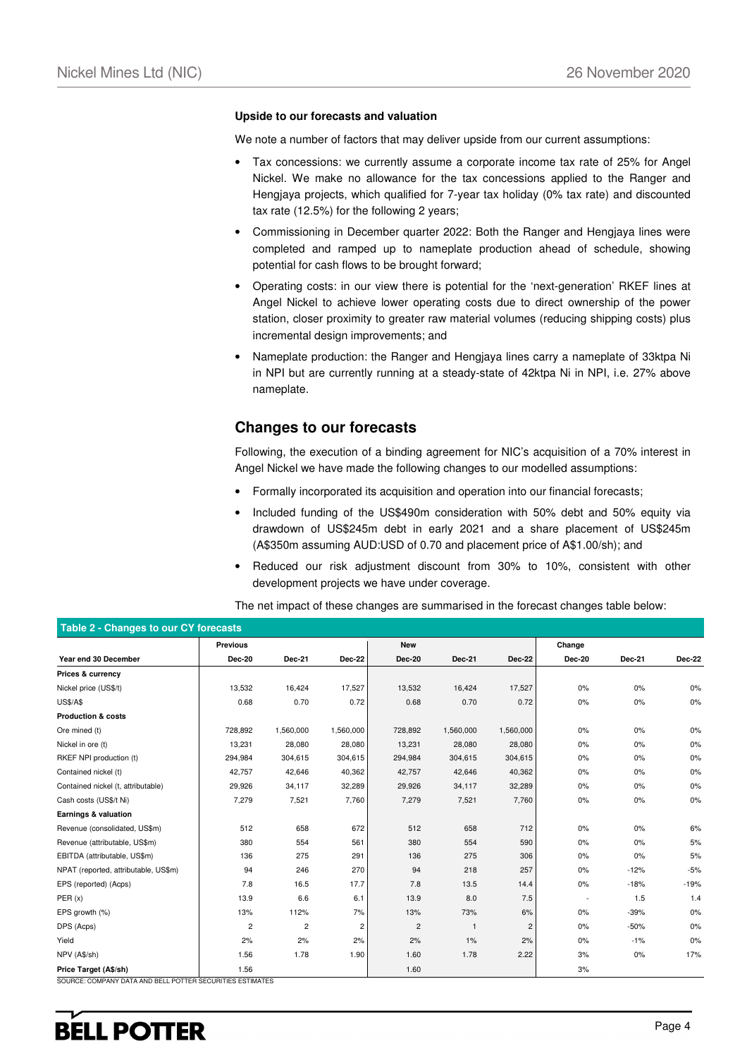**Upside to our forecasts and valuation**

We note a number of factors that may deliver upside from our current assumptions:

- Tax concessions: we currently assume a corporate income tax rate of 25% for Angel Nickel. We make no allowance for the tax concessions applied to the Ranger and Hengjaya projects, which qualified for 7-year tax holiday (0% tax rate) and discounted tax rate (12.5%) for the following 2 years;
- Commissioning in December quarter 2022: Both the Ranger and Hengjaya lines were completed and ramped up to nameplate production ahead of schedule, showing potential for cash flows to be brought forward;
- Operating costs: in our view there is potential for the 'next-generation' RKEF lines at Angel Nickel to achieve lower operating costs due to direct ownership of the power station, closer proximity to greater raw material volumes (reducing shipping costs) plus incremental design improvements; and
- Nameplate production: the Ranger and Hengjaya lines carry a nameplate of 33ktpa Ni in NPI but are currently running at a steady-state of 42ktpa Ni in NPI, i.e. 27% above nameplate.

## Changes to our forecasts

Following, the execution of a binding agreement for NIC's acquisition of a 70% interest in Angel Nickel we have made the following changes to our modelled assumptions:

- Formally incorporated its acquisition and operation into our financial forecasts;
- Included funding of the US$490m consideration with 50% debt and 50% equity via drawdown of US$245m debt in early 2021 and a share placement of US$245m (A$350m assuming AUD:USD of 0.70 and placement price of A$1.00/sh); and
- Reduced our risk adjustment discount from 30% to 10%, consistent with other development projects we have under coverage.

The net impact of these changes are summarised in the forecast changes table below:

**Table 2 - Changes to our CY forecasts**

| | Previous | | | New | | | Change | | |
|---|---|---|---|---|---|---|---|---|---|
| **Year end 30 December** | **Dec-20** | **Dec-21** | **Dec-22** | **Dec-20** | **Dec-21** | **Dec-22** | **Dec-20** | **Dec-21** | **Dec-22** |
| **Prices & currency** | | | | | | | | | |
| Nickel price (US$/t) | 13,532 | 16,424 | 17,527 | 13,532 | 16,424 | 17,527 | 0% | 0% | 0% |
| US$/A$ | 0.68 | 0.70 | 0.72 | 0.68 | 0.70 | 0.72 | 0% | 0% | 0% |
| **Production & costs** | | | | | | | | | |
| Ore mined (t) | 728,892 | 1,560,000 | 1,560,000 | 728,892 | 1,560,000 | 1,560,000 | 0% | 0% | 0% |
| Nickel in ore (t) | 13,231 | 28,080 | 28,080 | 13,231 | 28,080 | 28,080 | 0% | 0% | 0% |
| RKEF NPI production (t) | 294,984 | 304,615 | 304,615 | 294,984 | 304,615 | 304,615 | 0% | 0% | 0% |
| Contained nickel (t) | 42,757 | 42,646 | 40,362 | 42,757 | 42,646 | 40,362 | 0% | 0% | 0% |
| Contained nickel (t, attributable) | 29,926 | 34,117 | 32,289 | 29,926 | 34,117 | 32,289 | 0% | 0% | 0% |
| Cash costs (US$/t Ni) | 7,279 | 7,521 | 7,760 | 7,279 | 7,521 | 7,760 | 0% | 0% | 0% |
| **Earnings & valuation** | | | | | | | | | |
| Revenue (consolidated, US$m) | 512 | 658 | 672 | 512 | 658 | 712 | 0% | 0% | 6% |
| Revenue (attributable, US$m) | 380 | 554 | 561 | 380 | 554 | 590 | 0% | 0% | 5% |
| EBITDA (attributable, US$m) | 136 | 275 | 291 | 136 | 275 | 306 | 0% | 0% | 5% |
| NPAT (reported, attributable, US$m) | 94 | 246 | 270 | 94 | 218 | 257 | 0% | -12% | -5% |
| EPS (reported) (Acps) | 7.8 | 16.5 | 17.7 | 7.8 | 13.5 | 14.4 | 0% | -18% | -19% |
| PER (x) | 13.9 | 6.6 | 6.1 | 13.9 | 8.0 | 7.5 | - | 1.5 | 1.4 |
| EPS growth (%) | 13% | 112% | 7% | 13% | 73% | 6% | 0% | -39% | 0% |
| DPS (Acps) | 2 | 2 | 2 | 2 | 1 | 2 | 0% | -50% | 0% |
| Yield | 2% | 2% | 2% | 2% | 1% | 2% | 0% | -1% | 0% |
| NPV (A$/sh) | 1.56 | 1.78 | 1.90 | 1.60 | 1.78 | 2.22 | 3% | 0% | 17% |
| **Price Target (A$/sh)** | 1.56 | | | 1.60 | | | 3% | | |

SOURCE: COMPANY DATA AND BELL POTTER SECURITIES ESTIMATES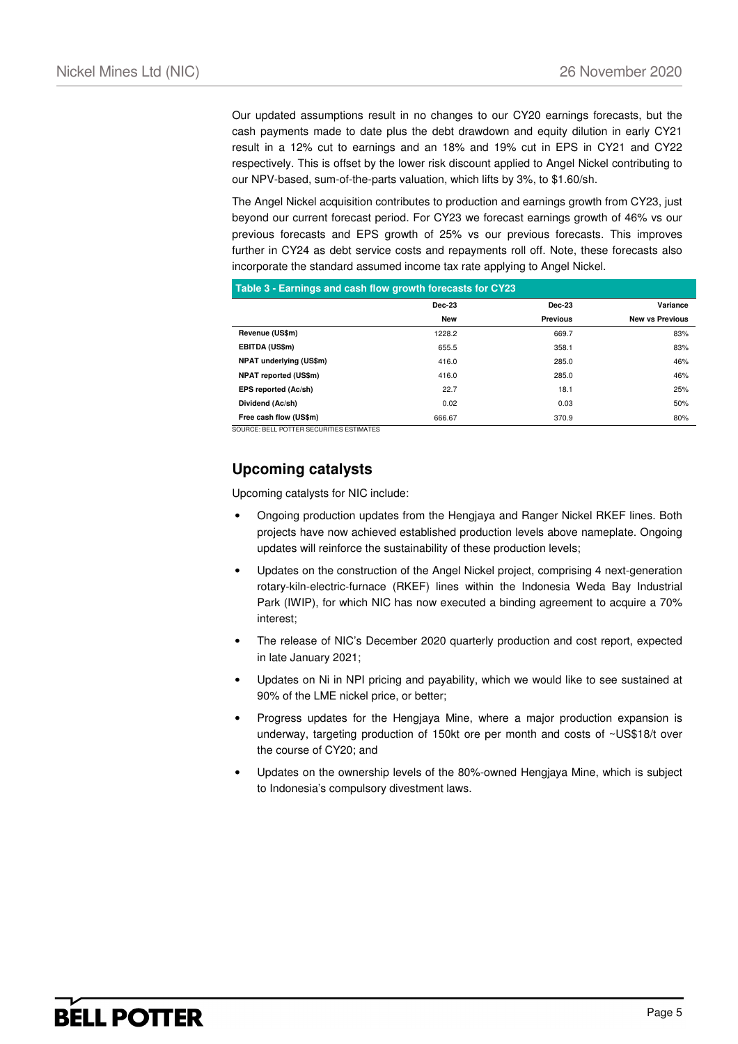Our updated assumptions result in no changes to our CY20 earnings forecasts, but the cash payments made to date plus the debt drawdown and equity dilution in early CY21 result in a 12% cut to earnings and an 18% and 19% cut in EPS in CY21 and CY22 respectively. This is offset by the lower risk discount applied to Angel Nickel contributing to our NPV-based, sum-of-the-parts valuation, which lifts by 3%, to $1.60/sh.

The Angel Nickel acquisition contributes to production and earnings growth from CY23, just beyond our current forecast period. For CY23 we forecast earnings growth of 46% vs our previous forecasts and EPS growth of 25% vs our previous forecasts. This improves further in CY24 as debt service costs and repayments roll off. Note, these forecasts also incorporate the standard assumed income tax rate applying to Angel Nickel.

**Table 3 - Earnings and cash flow growth forecasts for CY23**

| | Dec-23 New | Dec-23 Previous | Variance New vs Previous |
|---|---|---|---|
| **Revenue (US$m)** | 1228.2 | 669.7 | 83% |
| **EBITDA (US$m)** | 655.5 | 358.1 | 83% |
| **NPAT underlying (US$m)** | 416.0 | 285.0 | 46% |
| **NPAT reported (US$m)** | 416.0 | 285.0 | 46% |
| **EPS reported (Ac/sh)** | 22.7 | 18.1 | 25% |
| **Dividend (Ac/sh)** | 0.02 | 0.03 | 50% |
| **Free cash flow (US$m)** | 666.67 | 370.9 | 80% |

SOURCE: BELL POTTER SECURITIES ESTIMATES

## Upcoming catalysts

Upcoming catalysts for NIC include:

- Ongoing production updates from the Hengjaya and Ranger Nickel RKEF lines. Both projects have now achieved established production levels above nameplate. Ongoing updates will reinforce the sustainability of these production levels;
- Updates on the construction of the Angel Nickel project, comprising 4 next-generation rotary-kiln-electric-furnace (RKEF) lines within the Indonesia Weda Bay Industrial Park (IWIP), for which NIC has now executed a binding agreement to acquire a 70% interest;
- The release of NIC's December 2020 quarterly production and cost report, expected in late January 2021;
- Updates on Ni in NPI pricing and payability, which we would like to see sustained at 90% of the LME nickel price, or better;
- Progress updates for the Hengjaya Mine, where a major production expansion is underway, targeting production of 150kt ore per month and costs of ~US$18/t over the course of CY20; and
- Updates on the ownership levels of the 80%-owned Hengjaya Mine, which is subject to Indonesia's compulsory divestment laws.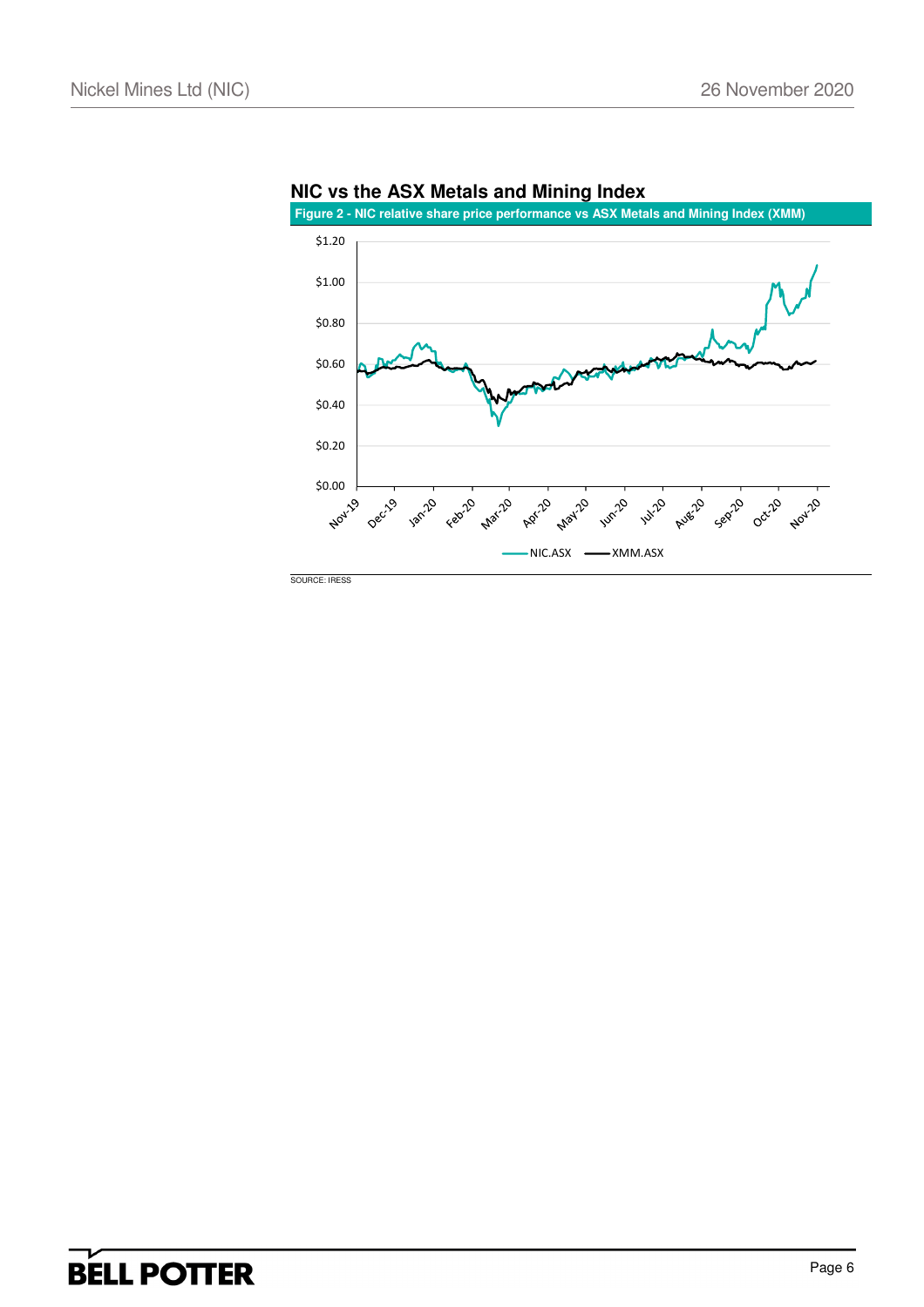## NIC vs the ASX Metals and Mining Index

**Figure 2 - NIC relative share price performance vs ASX Metals and Mining Index (XMM)**

SOURCE: IRESS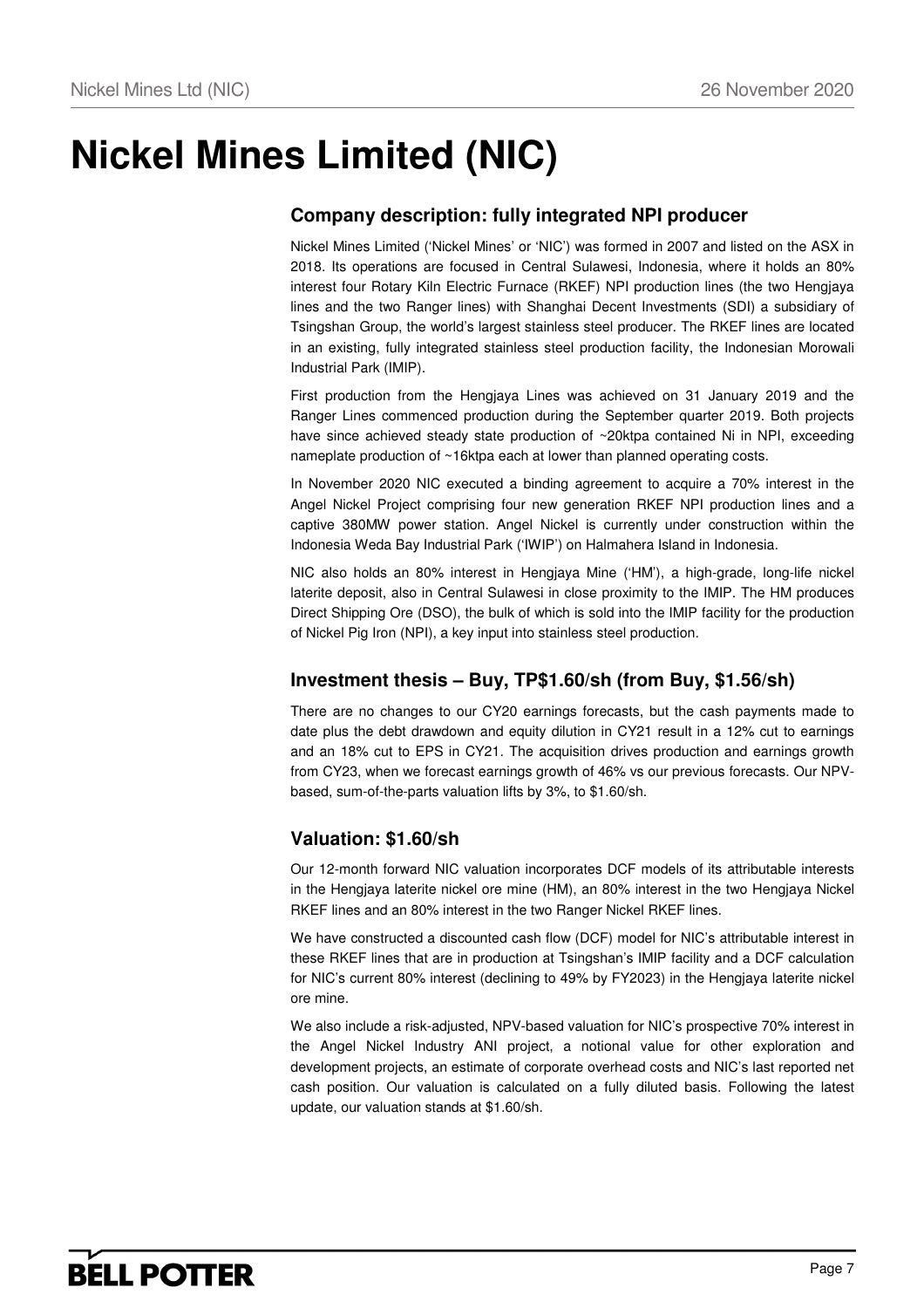# Nickel Mines Limited (NIC)

## Company description: fully integrated NPI producer

Nickel Mines Limited ('Nickel Mines' or 'NIC') was formed in 2007 and listed on the ASX in 2018. Its operations are focused in Central Sulawesi, Indonesia, where it holds an 80% interest four Rotary Kiln Electric Furnace (RKEF) NPI production lines (the two Hengjaya lines and the two Ranger lines) with Shanghai Decent Investments (SDI) a subsidiary of Tsingshan Group, the world's largest stainless steel producer. The RKEF lines are located in an existing, fully integrated stainless steel production facility, the Indonesian Morowali Industrial Park (IMIP).

First production from the Hengjaya Lines was achieved on 31 January 2019 and the Ranger Lines commenced production during the September quarter 2019. Both projects have since achieved steady state production of ~20ktpa contained Ni in NPI, exceeding nameplate production of ~16ktpa each at lower than planned operating costs.

In November 2020 NIC executed a binding agreement to acquire a 70% interest in the Angel Nickel Project comprising four new generation RKEF NPI production lines and a captive 380MW power station. Angel Nickel is currently under construction within the Indonesia Weda Bay Industrial Park ('IWIP') on Halmahera Island in Indonesia.

NIC also holds an 80% interest in Hengjaya Mine ('HM'), a high-grade, long-life nickel laterite deposit, also in Central Sulawesi in close proximity to the IMIP. The HM produces Direct Shipping Ore (DSO), the bulk of which is sold into the IMIP facility for the production of Nickel Pig Iron (NPI), a key input into stainless steel production.

## Investment thesis – Buy, TP$1.60/sh (from Buy, $1.56/sh)

There are no changes to our CY20 earnings forecasts, but the cash payments made to date plus the debt drawdown and equity dilution in CY21 result in a 12% cut to earnings and an 18% cut to EPS in CY21. The acquisition drives production and earnings growth from CY23, when we forecast earnings growth of 46% vs our previous forecasts. Our NPV-based, sum-of-the-parts valuation lifts by 3%, to $1.60/sh.

## Valuation: $1.60/sh

Our 12-month forward NIC valuation incorporates DCF models of its attributable interests in the Hengjaya laterite nickel ore mine (HM), an 80% interest in the two Hengjaya Nickel RKEF lines and an 80% interest in the two Ranger Nickel RKEF lines.

We have constructed a discounted cash flow (DCF) model for NIC's attributable interest in these RKEF lines that are in production at Tsingshan's IMIP facility and a DCF calculation for NIC's current 80% interest (declining to 49% by FY2023) in the Hengjaya laterite nickel ore mine.

We also include a risk-adjusted, NPV-based valuation for NIC's prospective 70% interest in the Angel Nickel Industry ANI project, a notional value for other exploration and development projects, an estimate of corporate overhead costs and NIC's last reported net cash position. Our valuation is calculated on a fully diluted basis. Following the latest update, our valuation stands at $1.60/sh.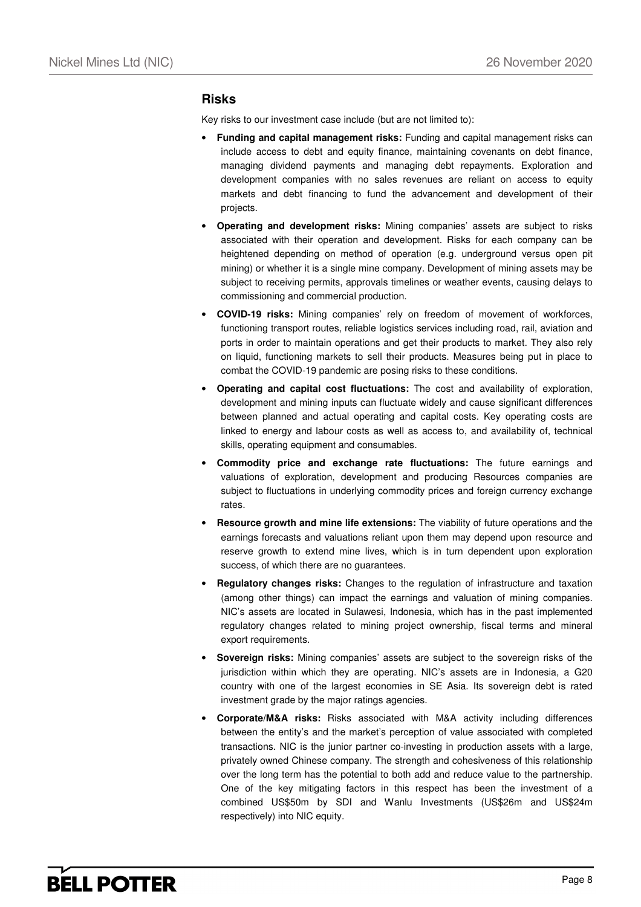## Risks

Key risks to our investment case include (but are not limited to):

- **Funding and capital management risks:** Funding and capital management risks can include access to debt and equity finance, maintaining covenants on debt finance, managing dividend payments and managing debt repayments. Exploration and development companies with no sales revenues are reliant on access to equity markets and debt financing to fund the advancement and development of their projects.
- **Operating and development risks:** Mining companies' assets are subject to risks associated with their operation and development. Risks for each company can be heightened depending on method of operation (e.g. underground versus open pit mining) or whether it is a single mine company. Development of mining assets may be subject to receiving permits, approvals timelines or weather events, causing delays to commissioning and commercial production.
- **COVID-19 risks:** Mining companies' rely on freedom of movement of workforces, functioning transport routes, reliable logistics services including road, rail, aviation and ports in order to maintain operations and get their products to market. They also rely on liquid, functioning markets to sell their products. Measures being put in place to combat the COVID-19 pandemic are posing risks to these conditions.
- **Operating and capital cost fluctuations:** The cost and availability of exploration, development and mining inputs can fluctuate widely and cause significant differences between planned and actual operating and capital costs. Key operating costs are linked to energy and labour costs as well as access to, and availability of, technical skills, operating equipment and consumables.
- **Commodity price and exchange rate fluctuations:** The future earnings and valuations of exploration, development and producing Resources companies are subject to fluctuations in underlying commodity prices and foreign currency exchange rates.
- **Resource growth and mine life extensions:** The viability of future operations and the earnings forecasts and valuations reliant upon them may depend upon resource and reserve growth to extend mine lives, which is in turn dependent upon exploration success, of which there are no guarantees.
- **Regulatory changes risks:** Changes to the regulation of infrastructure and taxation (among other things) can impact the earnings and valuation of mining companies. NIC's assets are located in Sulawesi, Indonesia, which has in the past implemented regulatory changes related to mining project ownership, fiscal terms and mineral export requirements.
- **Sovereign risks:** Mining companies' assets are subject to the sovereign risks of the jurisdiction within which they are operating. NIC's assets are in Indonesia, a G20 country with one of the largest economies in SE Asia. Its sovereign debt is rated investment grade by the major ratings agencies.
- **Corporate/M&A risks:** Risks associated with M&A activity including differences between the entity's and the market's perception of value associated with completed transactions. NIC is the junior partner co-investing in production assets with a large, privately owned Chinese company. The strength and cohesiveness of this relationship over the long term has the potential to both add and reduce value to the partnership. One of the key mitigating factors in this respect has been the investment of a combined US$50m by SDI and Wanlu Investments (US$26m and US$24m respectively) into NIC equity.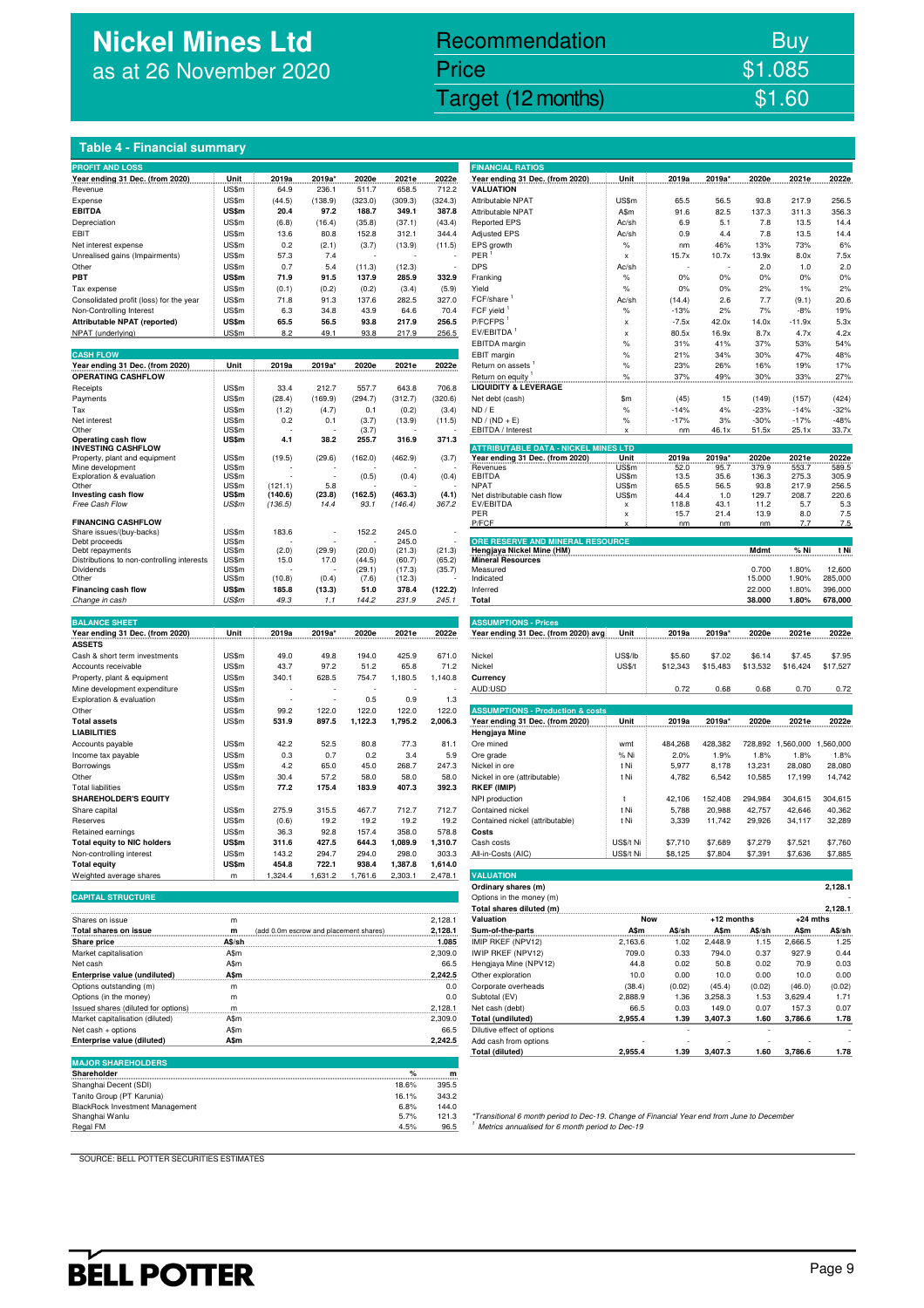# Nickel Mines Ltd
as at 26 November 2020

| Recommendation | Buy |
|---|---|
| Price | $1.085 |
| Target (12 months) | $1.60 |

## Table 4 - Financial summary

**PROFIT AND LOSS**

| Year ending 31 Dec. (from 2020) | Unit | 2019a | 2019a* | 2020e | 2021e | 2022e |
|---|---|---|---|---|---|---|
| Revenue | US$m | 64.9 | 236.1 | 511.7 | 658.5 | 712.2 |
| Expense | US$m | (44.5) | (138.9) | (323.0) | (309.3) | (324.3) |
| **EBITDA** | **US$m** | **20.4** | **97.2** | **188.7** | **349.1** | **387.8** |
| Depreciation | US$m | (6.8) | (16.4) | (35.8) | (37.1) | (43.4) |
| EBIT | US$m | 13.6 | 80.8 | 152.8 | 312.1 | 344.4 |
| Net interest expense | US$m | 0.2 | (2.1) | (3.7) | (13.9) | (11.5) |
| Unrealised gains (Impairments) | US$m | 57.3 | 7.4 | - | - | - |
| Other | US$m | 0.7 | 5.4 | (11.3) | (12.3) | - |
| **PBT** | **US$m** | **71.9** | **91.5** | **137.9** | **285.9** | **332.9** |
| Tax expense | US$m | (0.1) | (0.2) | (0.2) | (3.4) | (5.9) |
| Consolidated profit (loss) for the year | US$m | 71.8 | 91.3 | 137.6 | 282.5 | 327.0 |
| Non-Controlling Interest | US$m | 6.3 | 34.8 | 43.9 | 64.6 | 70.4 |
| **Attributable NPAT (reported)** | **US$m** | **65.5** | **56.5** | **93.8** | **217.9** | **256.5** |
| NPAT (underlying) | US$m | 8.2 | 49.1 | 93.8 | 217.9 | 256.5 |

**CASH FLOW**

| Year ending 31 Dec. (from 2020) | Unit | 2019a | 2019a* | 2020e | 2021e | 2022e |
|---|---|---|---|---|---|---|
| **OPERATING CASHFLOW** | | | | | | |
| Receipts | US$m | 33.4 | 212.7 | 557.7 | 643.8 | 706.8 |
| Payments | US$m | (28.4) | (169.9) | (294.7) | (312.7) | (320.6) |
| Tax | US$m | (1.2) | (4.7) | 0.1 | (0.2) | (3.4) |
| Net interest | US$m | 0.2 | 0.1 | (3.7) | (13.9) | (11.5) |
| Other | US$m | - | - | (3.7) | - | - |
| **Operating cash flow** | **US$m** | **4.1** | **38.2** | **255.7** | **316.9** | **371.3** |
| **INVESTING CASHFLOW** | | | | | | |
| Property, plant and equipment | US$m | (19.5) | (29.6) | (162.0) | (462.9) | (3.7) |
| Mine development | US$m | - | - | - | - | - |
| Exploration & evaluation | US$m | - | - | (0.5) | (0.4) | (0.4) |
| Other | US$m | (121.1) | 5.8 | - | - | - |
| **Investing cash flow** | **US$m** | **(140.6)** | **(23.8)** | **(162.5)** | **(463.3)** | **(4.1)** |
| *Free Cash Flow* | *US$m* | *(136.5)* | *14.4* | *93.1* | *(146.4)* | *367.2* |
| **FINANCING CASHFLOW** | | | | | | |
| Share issues/(buy-backs) | US$m | 183.6 | - | 152.2 | 245.0 | - |
| Debt proceeds | US$m | - | - | - | 245.0 | - |
| Debt repayments | US$m | (2.0) | (29.9) | (20.0) | (21.3) | (21.3) |
| Distributions to non-controlling interests | US$m | 15.0 | 17.0 | (44.5) | (60.7) | (65.2) |
| Dividends | US$m | - | - | (29.1) | (17.3) | (35.7) |
| Other | US$m | (10.8) | (0.4) | (7.6) | (12.3) | - |
| **Financing cash flow** | **US$m** | **185.8** | **(13.3)** | **51.0** | **378.4** | **(122.2)** |
| *Change in cash* | *US$m* | *49.3* | *1.1* | *144.2* | *231.9* | *245.1* |

**BALANCE SHEET**

| Year ending 31 Dec. (from 2020) | Unit | 2019a | 2019a* | 2020e | 2021e | 2022e |
|---|---|---|---|---|---|---|
| **ASSETS** | | | | | | |
| Cash & short term investments | US$m | 49.0 | 49.8 | 194.0 | 425.9 | 671.0 |
| Accounts receivable | US$m | 43.7 | 97.2 | 51.2 | 65.8 | 71.2 |
| Property, plant & equipment | US$m | 340.1 | 628.5 | 754.7 | 1,180.5 | 1,140.8 |
| Mine development expenditure | US$m | - | - | - | - | - |
| Exploration & evaluation | US$m | - | - | 0.5 | 0.9 | 1.3 |
| Other | US$m | 99.2 | 122.0 | 122.0 | 122.0 | 122.0 |
| **Total assets** | **US$m** | **531.9** | **897.5** | **1,122.3** | **1,795.2** | **2,006.3** |
| **LIABILITIES** | | | | | | |
| Accounts payable | US$m | 42.2 | 52.5 | 80.8 | 77.3 | 81.1 |
| Income tax payable | US$m | 0.3 | 0.7 | 0.2 | 3.4 | 5.9 |
| Borrowings | US$m | 4.2 | 65.0 | 45.0 | 268.7 | 247.3 |
| Other | US$m | 30.4 | 57.2 | 58.0 | 58.0 | 58.0 |
| Total liabilities | US$m | 77.2 | 175.4 | 183.9 | 407.3 | 392.3 |
| **SHAREHOLDER'S EQUITY** | | | | | | |
| Share capital | US$m | 275.9 | 315.5 | 467.7 | 712.7 | 712.7 |
| Reserves | US$m | (0.6) | 19.2 | 19.2 | 19.2 | 19.2 |
| Retained earnings | US$m | 36.3 | 92.8 | 157.4 | 358.0 | 578.8 |
| **Total equity to NIC holders** | **US$m** | **311.6** | **427.5** | **644.3** | **1,089.9** | **1,310.7** |
| Non-controlling interest | US$m | 143.2 | 294.7 | 294.0 | 298.0 | 303.3 |
| **Total equity** | **US$m** | **454.8** | **722.1** | **938.4** | **1,387.8** | **1,614.0** |
| Weighted average shares | m | 1,324.4 | 1,631.2 | 1,761.6 | 2,303.1 | 2,478.1 |

**CAPITAL STRUCTURE**

| | | | |
|---|---|---|---|
| Shares on issue | m | | 2,128.1 |
| **Total shares on issue** | **m** | (add 0.0m escrow and placement shares) | **2,128.1** |
| **Share price** | **A$/sh** | | **1.085** |
| Market capitalisation | A$m | | 2,309.0 |
| Net cash | A$m | | 66.5 |
| **Enterprise value (undiluted)** | **A$m** | | **2,242.5** |
| Options outstanding (m) | m | | 0.0 |
| Options (in the money) | m | | 0.0 |
| Issued shares (diluted for options) | m | | 2,128.1 |
| Market capitalisation (diluted) | A$m | | 2,309.0 |
| Net cash + options | A$m | | 66.5 |
| **Enterprise value (diluted)** | **A$m** | | **2,242.5** |

**MAJOR SHAREHOLDERS**

| Shareholder | % | m |
|---|---|---|
| Shanghai Decent (SDI) | 18.6% | 395.5 |
| Tanito Group (PT Karunia) | 16.1% | 343.2 |
| BlackRock Investment Management | 6.8% | 144.0 |
| Shanghai Wanlu | 5.7% | 121.3 |
| Regal FM | 4.5% | 96.5 |

**FINANCIAL RATIOS**

| Year ending 31 Dec. (from 2020) | Unit | 2019a | 2019a* | 2020e | 2021e | 2022e |
|---|---|---|---|---|---|---|
| **VALUATION** | | | | | | |
| Attributable NPAT | US$m | 65.5 | 56.5 | 93.8 | 217.9 | 256.5 |
| Attributable NPAT | A$m | 91.6 | 82.5 | 137.3 | 311.3 | 356.3 |
| Reported EPS | Ac/sh | 6.9 | 5.1 | 7.8 | 13.5 | 14.4 |
| Adjusted EPS | Ac/sh | 0.9 | 4.4 | 7.8 | 13.5 | 14.4 |
| EPS growth | % | nm | 46% | 13% | 73% | 6% |
| PER [1] | x | 15.7x | 10.7x | 13.9x | 8.0x | 7.5x |
| DPS | Ac/sh | - | - | 2.0 | 1.0 | 2.0 |
| Franking | % | 0% | 0% | 0% | 0% | 0% |
| Yield | % | 0% | 0% | 2% | 1% | 2% |
| FCF/share [1] | Ac/sh | (14.4) | 2.6 | 7.7 | (9.1) | 20.6 |
| FCF yield [1] | % | -13% | 2% | 7% | -8% | 19% |
| P/FCFPS [1] | x | -7.5x | 42.0x | 14.0x | -11.9x | 5.3x |
| EV/EBITDA [1] | x | 80.5x | 16.9x | 8.7x | 4.7x | 4.2x |
| EBITDA margin | % | 31% | 41% | 37% | 53% | 54% |
| EBIT margin | % | 21% | 34% | 30% | 47% | 48% |
| Return on assets [1] | % | 23% | 26% | 16% | 19% | 17% |
| Return on equity [1] | % | 37% | 49% | 30% | 33% | 27% |
| **LIQUIDITY & LEVERAGE** | | | | | | |
| Net debt (cash) | $m | (45) | 15 | (149) | (157) | (424) |
| ND / E | % | -14% | 4% | -23% | -14% | -32% |
| ND / (ND + E) | % | -17% | 3% | -30% | -17% | -48% |
| EBITDA / Interest | x | nm | 46.1x | 51.5x | 25.1x | 33.7x |

**ATTRIBUTABLE DATA - NICKEL MINES LTD**

| Year ending 31 Dec. (from 2020) | Unit | 2019a | 2019a* | 2020e | 2021e | 2022e |
|---|---|---|---|---|---|---|
| Revenues | US$m | 52.0 | 95.7 | 379.9 | 553.7 | 589.5 |
| EBITDA | US$m | 13.5 | 35.6 | 136.3 | 275.3 | 305.9 |
| NPAT | US$m | 65.5 | 56.5 | 93.8 | 217.9 | 256.5 |
| Net distributable cash flow | US$m | 44.4 | 1.0 | 129.7 | 208.7 | 220.6 |
| EV/EBITDA | x | 118.8 | 43.1 | 11.2 | 5.7 | 5.3 |
| PER | x | 15.7 | 21.4 | 13.9 | 8.0 | 7.5 |
| P/FCF | x | nm | nm | nm | 7.7 | 7.5 |

**ORE RESERVE AND MINERAL RESOURCE**

| Hengjaya Nickel Mine (HM) | Mdmt | % Ni | t Ni |
|---|---|---|---|
| **Mineral Resources** | | | |
| Measured | 0.700 | 1.80% | 12,600 |
| Indicated | 15.000 | 1.90% | 285,000 |
| Inferred | 22.000 | 1.80% | 396,000 |
| **Total** | **38.000** | **1.80%** | **678,000** |

**ASSUMPTIONS - Prices**

| Year ending 31 Dec. (from 2020) avg | Unit | 2019a | 2019a* | 2020e | 2021e | 2022e |
|---|---|---|---|---|---|---|
| Nickel | US$/lb | $5.60 | $7.02 | $6.14 | $7.45 | $7.95 |
| Nickel | US$/t | $12,343 | $15,483 | $13,532 | $16,424 | $17,527 |
| **Currency** | | | | | | |
| AUD:USD | | 0.72 | 0.68 | 0.68 | 0.70 | 0.72 |

**ASSUMPTIONS - Production & costs**

| Year ending 31 Dec. (from 2020) | Unit | 2019a | 2019a* | 2020e | 2021e | 2022e |
|---|---|---|---|---|---|---|
| **Hengjaya Mine** | | | | | | |
| Ore mined | wmt | 484,268 | 428,382 | 728,892 | 1,560,000 | 1,560,000 |
| Ore grade | % Ni | 2.0% | 1.9% | 1.8% | 1.8% | 1.8% |
| Nickel in ore | t Ni | 5,977 | 8,178 | 13,231 | 28,080 | 28,080 |
| Nickel in ore (attributable) | t Ni | 4,782 | 6,542 | 10,585 | 17,199 | 14,742 |
| **RKEF (IMIP)** | | | | | | |
| NPI production | t | 42,106 | 152,408 | 294,984 | 304,615 | 304,615 |
| Contained nickel | t Ni | 5,788 | 20,988 | 42,757 | 42,646 | 40,362 |
| Contained nickel (attributable) | t Ni | 3,339 | 11,742 | 29,926 | 34,117 | 32,289 |
| **Costs** | | | | | | |
| Cash costs | US$/t Ni | $7,710 | $7,689 | $7,279 | $7,521 | $7,760 |
| All-in-Costs (AIC) | US$/t Ni | $8,125 | $7,804 | $7,391 | $7,636 | $7,885 |

**VALUATION**

| | | | | | | |
|---|---|---|---|---|---|---|
| Ordinary shares (m) | | | | | | 2,128.1 |
| Options in the money (m) | | | | | | - |
| **Total shares diluted (m)** | | | | | | **2,128.1** |
| **Valuation** | **Now** | | **+12 months** | | **+24 mths** | |
| **Sum-of-the-parts** | **A$m** | **A$/sh** | **A$m** | **A$/sh** | **A$m** | **A$/sh** |
| IMIP RKEF (NPV12) | 2,163.6 | 1.02 | 2,448.9 | 1.15 | 2,666.5 | 1.25 |
| IWIP RKEF (NPV12) | 709.0 | 0.33 | 794.0 | 0.37 | 927.9 | 0.44 |
| Hengjaya Mine (NPV12) | 44.8 | 0.02 | 50.8 | 0.02 | 70.9 | 0.03 |
| Other exploration | 10.0 | 0.00 | 10.0 | 0.00 | 10.0 | 0.00 |
| Corporate overheads | (38.4) | (0.02) | (45.4) | (0.02) | (46.0) | (0.02) |
| Subtotal (EV) | 2,888.9 | 1.36 | 3,258.3 | 1.53 | 3,629.4 | 1.71 |
| Net cash (debt) | 66.5 | 0.03 | 149.0 | 0.07 | 157.3 | 0.07 |
| **Total (undiluted)** | **2,955.4** | **1.39** | **3,407.3** | **1.60** | **3,786.6** | **1.78** |
| Dilutive effect of options | | - | | - | | - |
| Add cash from options | - | - | - | - | - | - |
| **Total (diluted)** | **2,955.4** | **1.39** | **3,407.3** | **1.60** | **3,786.6** | **1.78** |

*Transitional 6 month period to Dec-19. Change of Financial Year end from June to December

[1] Metrics annualised for 6 month period to Dec-19

SOURCE: BELL POTTER SECURITIES ESTIMATES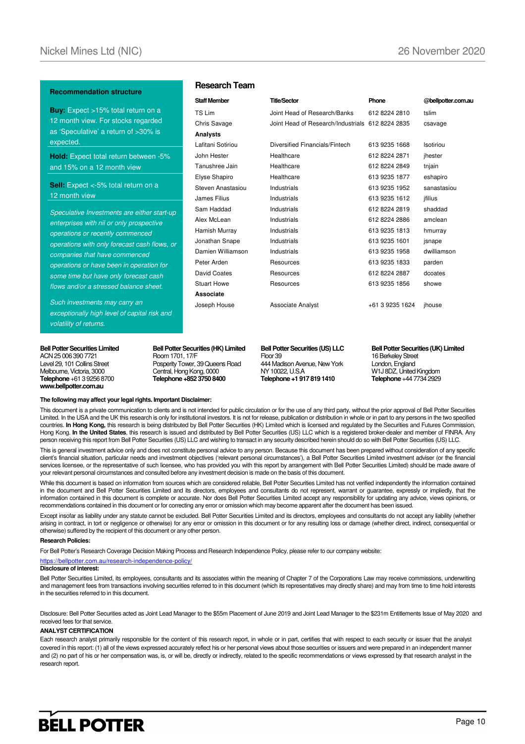### Recommendation structure

**Buy:** Expect >15% total return on a 12 month view. For stocks regarded as 'Speculative' a return of >30% is expected.

**Hold:** Expect total return between -5% and 15% on a 12 month view

**Sell:** Expect <-5% total return on a 12 month view

*Speculative Investments are either start-up enterprises with nil or only prospective operations or recently commenced operations with only forecast cash flows, or companies that have commenced operations or have been in operation for some time but have only forecast cash flows and/or a stressed balance sheet.*

*Such investments may carry an exceptionally high level of capital risk and volatility of returns.*

## Research Team

| Staff Member | Title/Sector | Phone | @bellpotter.com.au |
|---|---|---|---|
| TS Lim | Joint Head of Research/Banks | 612 8224 2810 | tslim |
| Chris Savage | Joint Head of Research/Industrials | 612 8224 2835 | csavage |
| **Analysts** | | | |
| Lafitani Sotiriou | Diversified Financials/Fintech | 613 9235 1668 | lsotiriou |
| John Hester | Healthcare | 612 8224 2871 | jhester |
| Tanushree Jain | Healthcare | 612 8224 2849 | tnjain |
| Elyse Shapiro | Healthcare | 613 9235 1877 | eshapiro |
| Steven Anastasiou | Industrials | 613 9235 1952 | sanastasiou |
| James Filius | Industrials | 613 9235 1612 | jfilius |
| Sam Haddad | Industrials | 612 8224 2819 | shaddad |
| Alex McLean | Industrials | 612 8224 2886 | amclean |
| Hamish Murray | Industrials | 613 9235 1813 | hmurray |
| Jonathan Snape | Industrials | 613 9235 1601 | jsnape |
| Damien Williamson | Industrials | 613 9235 1958 | dwilliamson |
| Peter Arden | Resources | 613 9235 1833 | parden |
| David Coates | Resources | 612 8224 2887 | dcoates |
| Stuart Howe | Resources | 613 9235 1856 | showe |
| **Associate** | | | |
| Joseph House | Associate Analyst | +61 3 9235 1624 | jhouse |

**Bell Potter Securities Limited**
ACN 25 006 390 7721
Level 29, 101 Collins Street
Melbourne, Victoria, 3000
**Telephone** +61 3 9256 8700
**www.bellpotter.com.au**

**Bell Potter Securities (HK) Limited**
Room 1701, 17/F
Posperity Tower, 39 Queens Road
Central, Hong Kong, 0000
**Telephone +852 3750 8400**

**Bell Potter Securities (US) LLC**
Floor 39
444 Madison Avenue, New York
NY 10022, U.S.A
**Telephone +1 917 819 1410**

**Bell Potter Securities (UK) Limited**
16 Berkeley Street
London, England
W1J 8DZ, United Kingdom
**Telephone** +44 7734 2929

**The following may affect your legal rights. Important Disclaimer:**

This document is a private communication to clients and is not intended for public circulation or for the use of any third party, without the prior approval of Bell Potter Securities Limited. In the USA and the UK this research is only for institutional investors. It is not for release, publication or distribution in whole or in part to any persons in the two specified countries. **In Hong Kong,** this research is being distributed by Bell Potter Securities (HK) Limited which is licensed and regulated by the Securities and Futures Commission, Hong Kong. **In the United States**, this research is issued and distributed by Bell Potter Securities (US) LLC which is a registered broker-dealer and member of FINRA. Any person receiving this report from Bell Potter Securities (US) LLC and wishing to transact in any security described herein should do so with Bell Potter Securities (US) LLC.

This is general investment advice only and does not constitute personal advice to any person. Because this document has been prepared without consideration of any specific client's financial situation, particular needs and investment objectives ('relevant personal circumstances'), a Bell Potter Securities Limited investment adviser (or the financial services licensee, or the representative of such licensee, who has provided you with this report by arrangement with Bell Potter Securities Limited) should be made aware of your relevant personal circumstances and consulted before any investment decision is made on the basis of this document.

While this document is based on information from sources which are considered reliable, Bell Potter Securities Limited has not verified independently the information contained in the document and Bell Potter Securities Limited and its directors, employees and consultants do not represent, warrant or guarantee, expressly or impliedly, that the information contained in this document is complete or accurate. Nor does Bell Potter Securities Limited accept any responsibility for updating any advice, views opinions, or recommendations contained in this document or for correcting any error or omission which may become apparent after the document has been issued.

Except insofar as liability under any statute cannot be excluded. Bell Potter Securities Limited and its directors, employees and consultants do not accept any liability (whether arising in contract, in tort or negligence or otherwise) for any error or omission in this document or for any resulting loss or damage (whether direct, indirect, consequential or otherwise) suffered by the recipient of this document or any other person.

**Research Policies:**

For Bell Potter's Research Coverage Decision Making Process and Research Independence Policy, please refer to our company website:

https://bellpotter.com.au/research-independence-policy/

**Disclosure of interest:**

Bell Potter Securities Limited, its employees, consultants and its associates within the meaning of Chapter 7 of the Corporations Law may receive commissions, underwriting and management fees from transactions involving securities referred to in this document (which its representatives may directly share) and may from time to time hold interests in the securities referred to in this document.

Disclosure: Bell Potter Securities acted as Joint Lead Manager to the $55m Placement of June 2019 and Joint Lead Manager to the $231m Entitlements Issue of May 2020 and received fees for that service.

**ANALYST CERTIFICATION**

Each research analyst primarily responsible for the content of this research report, in whole or in part, certifies that with respect to each security or issuer that the analyst covered in this report: (1) all of the views expressed accurately reflect his or her personal views about those securities or issuers and were prepared in an independent manner and (2) no part of his or her compensation was, is, or will be, directly or indirectly, related to the specific recommendations or views expressed by that research analyst in the research report.